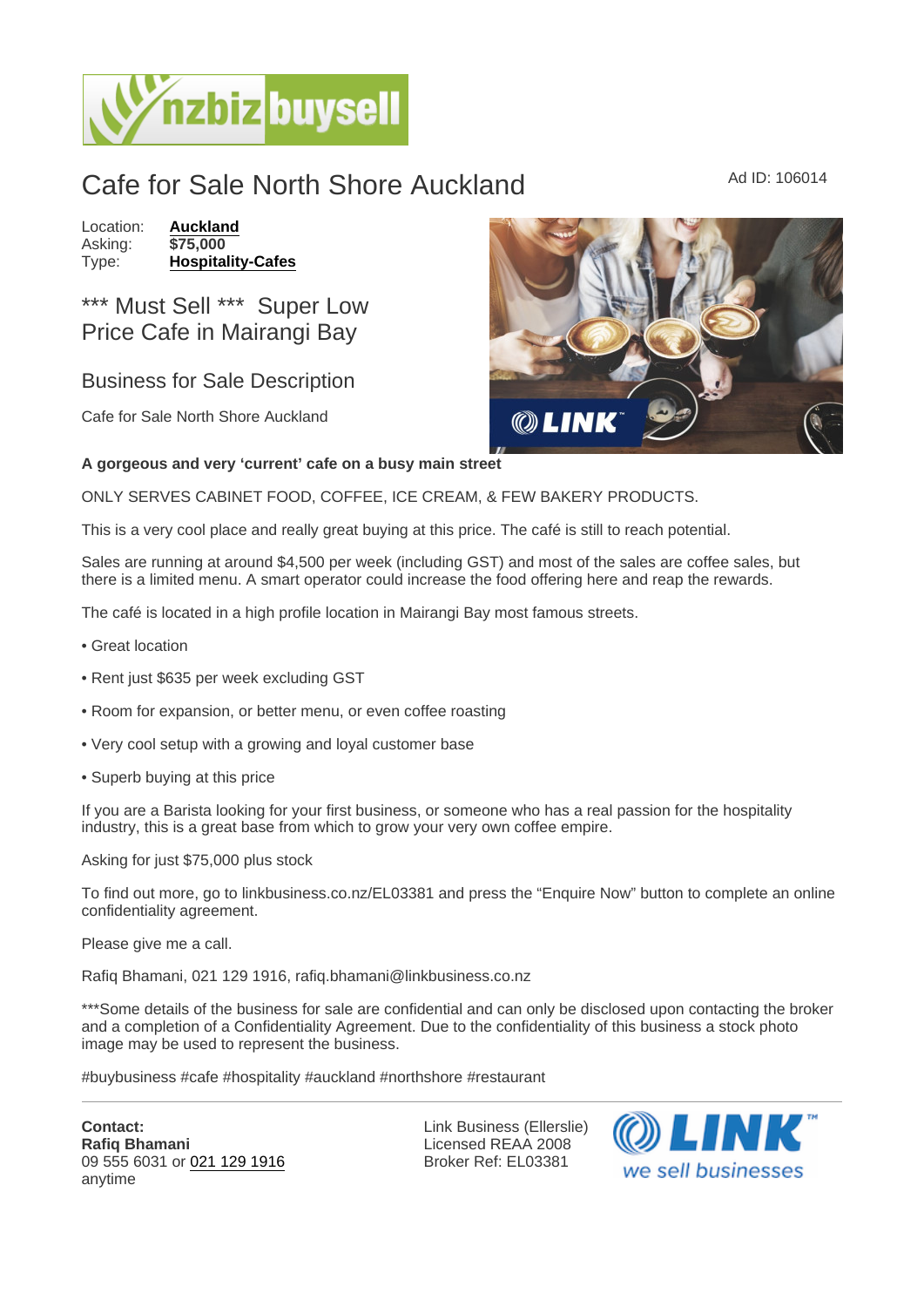# Cafe for Sale North Shore Auckland

Ad ID: 106014

Location: **Auckland**
Asking: **$75,000**
Type: **Hospitality-Cafes**

## *** Must Sell *** Super Low Price Cafe in Mairangi Bay

## Business for Sale Description

Cafe for Sale North Shore Auckland

**A gorgeous and very 'current' cafe on a busy main street**

ONLY SERVES CABINET FOOD, COFFEE, ICE CREAM, & FEW BAKERY PRODUCTS.

This is a very cool place and really great buying at this price. The café is still to reach potential.

Sales are running at around $4,500 per week (including GST) and most of the sales are coffee sales, but there is a limited menu. A smart operator could increase the food offering here and reap the rewards.

The café is located in a high profile location in Mairangi Bay most famous streets.

- Great location
- Rent just $635 per week excluding GST
- Room for expansion, or better menu, or even coffee roasting
- Very cool setup with a growing and loyal customer base
- Superb buying at this price

If you are a Barista looking for your first business, or someone who has a real passion for the hospitality industry, this is a great base from which to grow your very own coffee empire.

Asking for just $75,000 plus stock

To find out more, go to linkbusiness.co.nz/EL03381 and press the "Enquire Now" button to complete an online confidentiality agreement.

Please give me a call.

Rafiq Bhamani, 021 129 1916, rafiq.bhamani@linkbusiness.co.nz

***Some details of the business for sale are confidential and can only be disclosed upon contacting the broker and a completion of a Confidentiality Agreement. Due to the confidentiality of this business a stock photo image may be used to represent the business.

#buybusiness #cafe #hospitality #auckland #northshore #restaurant

---

**Contact:**
**Rafiq Bhamani**
09 555 6031 or 021 129 1916
anytime

Link Business (Ellerslie)
Licensed REAA 2008
Broker Ref: EL03381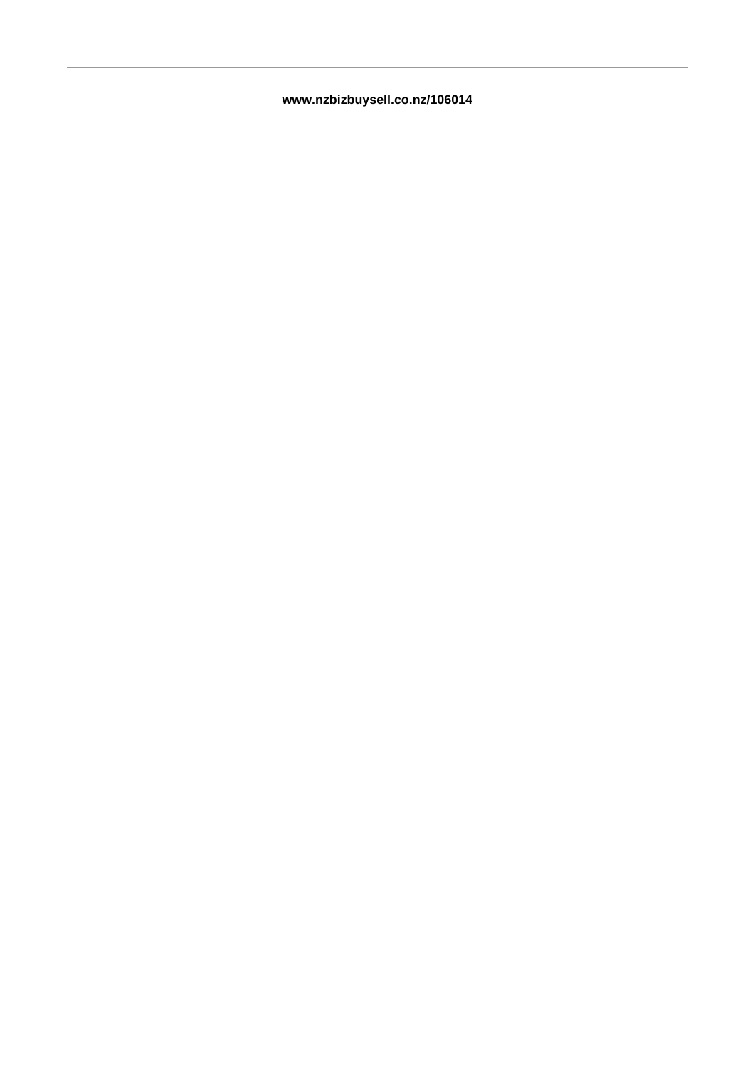**www.nzbizbuysell.co.nz/106014**